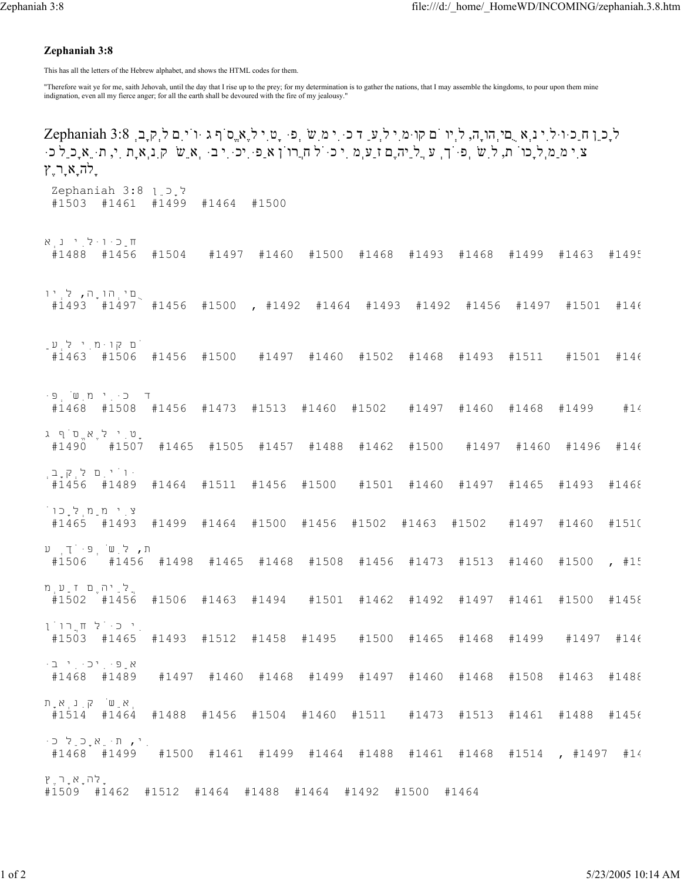**Zephaniah 3:8**

This has all the letters of the Hebrew alphabet, and shows the HTML codes for them.

"Therefore wait ye for me, saith Jehovah, until the day that I rise up to the prey; for my determination is to gather the nations, that I may assemble the kingdoms, to pour upon them mine indignation, even all my fierce anger; for all the earth shall be devoured with the fire of my jealousy."

Zephaniah 3:8 לָכֵן חַכּוּ־לִי נְאֻם־יְהוָה, לְיוֹם קוּמִי לְעַד כִּי מִשְׁפָּטִי לֶאֱסֹף גּוֹיִם לְקָבְצִי מַמְלָכוֹת, לִשְׁפֹּךְ עֲלֵיהֶם זַעְמִי כֹּל חֲרוֹן אַפִּי כִּי בְּאֵשׁ קִנְאָתִי, תֵּאָכֵל כָּל הָאָרֶץ

Zephaniah 3:8 לָכֵן
#1503 #1461 #1499 #1464 #1500

חַכּוּ לִי נְא
#1488 #1456 #1504 #1497 #1460 #1500 #1468 #1493 #1468 #1499 #1463 #1495

ֻם יְהוָה, לְיו
#1493 #1497 #1456 #1500 , #1492 #1464 #1493 #1492 #1456 #1497 #1501 #146

ֹם קוּמִי לְעַ
#1463 #1506 #1456 #1500 #1497 #1460 #1502 #1468 #1493 #1511 #1501 #146

ד כִּי מִשְׁפּ
#1468 #1508 #1456 #1473 #1513 #1460 #1502 #1497 #1460 #1468 #1499 #14

ָטִי לֶאֱסֹף ג
#1490 #1507 #1465 #1505 #1457 #1488 #1462 #1500 #1497 #1460 #1496 #146

ּוֹיִם לְקָבְ
#1456 #1489 #1464 #1511 #1456 #1500 #1501 #1460 #1497 #1465 #1493 #1468

צִי מַמְלָכוֹ
#1465 #1493 #1499 #1464 #1500 #1456 #1502 #1463 #1502 #1497 #1460 #1510

ת, לִשְׁפֹּךְ ע
#1506 #1456 #1498 #1465 #1468 #1508 #1456 #1473 #1513 #1460 #1500 , #15

ֲלֵיהֶם זַעְמ
#1502 #1456 #1506 #1463 #1494 #1501 #1462 #1492 #1497 #1461 #1500 #1458

ִי כֹּל חֲרוֹן
#1503 #1465 #1493 #1512 #1458 #1495 #1500 #1465 #1468 #1499 #1497 #146

אַפִּי כִּי בּ
#1468 #1489 #1497 #1460 #1468 #1499 #1497 #1460 #1468 #1508 #1463 #1488

ְאֵשׁ קִנְאָת
#1514 #1464 #1488 #1456 #1504 #1460 #1511 #1473 #1513 #1461 #1488 #1456

ִי, תֵּאָכֵל כּ
#1468 #1499 #1500 #1461 #1499 #1464 #1488 #1461 #1468 #1514 , #1497 #14

ָל הָאָרֶץ
#1509 #1462 #1512 #1464 #1488 #1464 #1492 #1500 #1464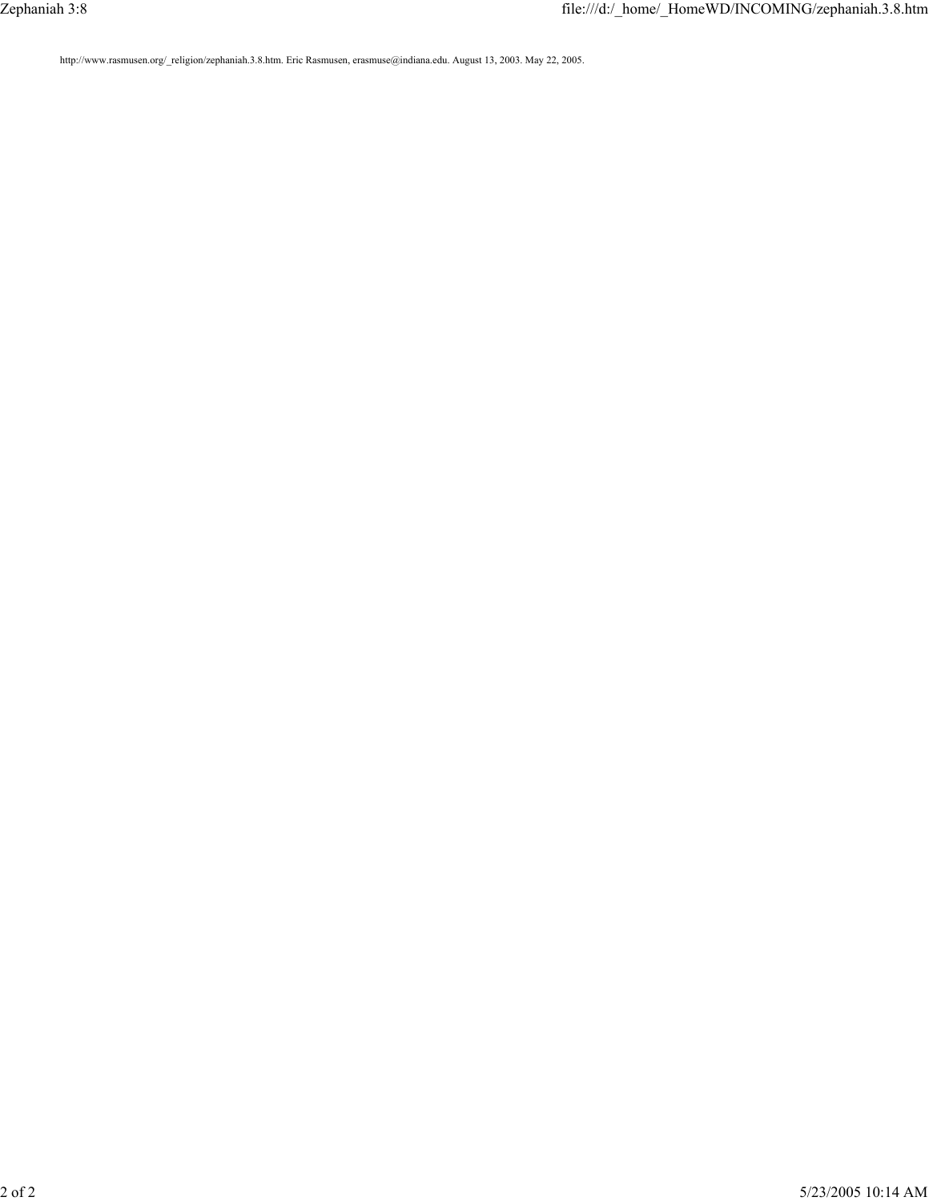http://www.rasmusen.org/_religion/zephaniah.3.8.htm. Eric Rasmusen, erasmuse@indiana.edu. August 13, 2003. May 22, 2005.